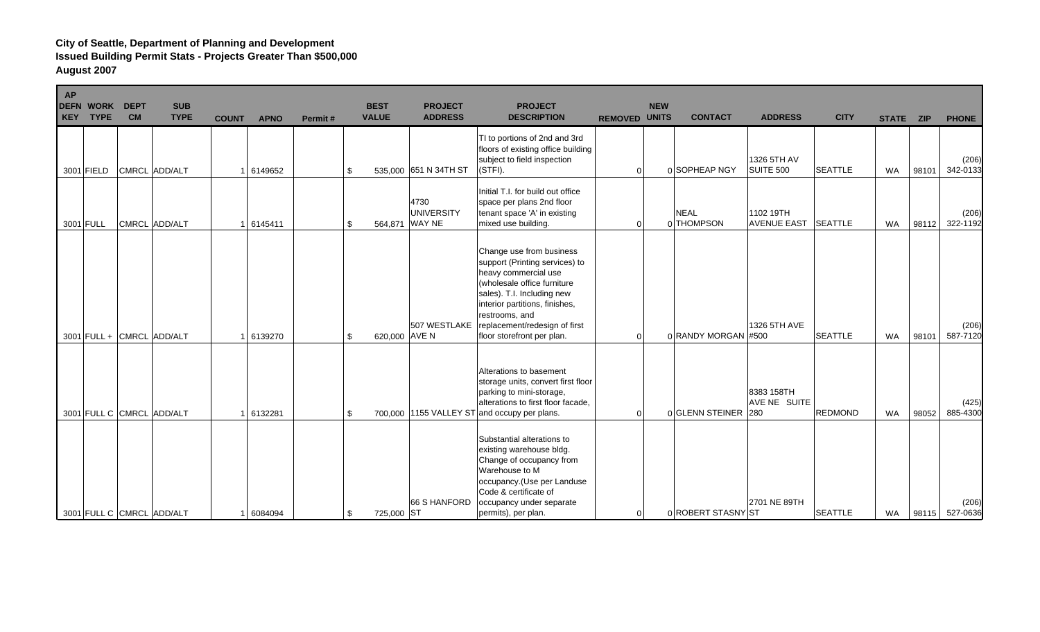**City of Seattle, Department of Planning and Development**
**Issued Building Permit Stats - Projects Greater Than $500,000**
**August 2007**

| AP DEFN KEY | WORK TYPE | DEPT CM | SUB TYPE | COUNT | APNO | Permit # | BEST VALUE | PROJECT ADDRESS | PROJECT DESCRIPTION | REMOVED | NEW UNITS | CONTACT | ADDRESS | CITY | STATE | ZIP | PHONE |
|---|---|---|---|---|---|---|---|---|---|---|---|---|---|---|---|---|---|
| 3001 | FIELD | CMRCL | ADD/ALT | 1 | 6149652 | | $ 535,000 | 651 N 34TH ST | TI to portions of 2nd and 3rd floors of existing office building subject to field inspection (STFI). | 0 | 0 | SOPHEAP NGY | 1326 5TH AV SUITE 500 | SEATTLE | WA | 98101 | (206) 342-0133 |
| 3001 | FULL | CMRCL | ADD/ALT | 1 | 6145411 | | $ 564,871 | 4730 UNIVERSITY WAY NE | Initial T.I. for build out office space per plans 2nd floor tenant space 'A' in existing mixed use building. | 0 | 0 | NEAL THOMPSON | 1102 19TH AVENUE EAST | SEATTLE | WA | 98112 | (206) 322-1192 |
| 3001 | FULL + | CMRCL | ADD/ALT | 1 | 6139270 | | $ 620,000 | 507 WESTLAKE AVE N | Change use from business support (Printing services) to heavy commercial use (wholesale office furniture sales). T.I. Including new interior partitions, finishes, restrooms, and replacement/redesign of first floor storefront per plan. | 0 | 0 | RANDY MORGAN | 1326 5TH AVE #500 | SEATTLE | WA | 98101 | (206) 587-7120 |
| 3001 | FULL C | CMRCL | ADD/ALT | 1 | 6132281 | | $ 700,000 | 1155 VALLEY ST | Alterations to basement storage units, convert first floor parking to mini-storage, alterations to first floor facade, and occupy per plans. | 0 | 0 | GLENN STEINER | 8383 158TH AVE NE SUITE 280 | REDMOND | WA | 98052 | (425) 885-4300 |
| 3001 | FULL C | CMRCL | ADD/ALT | 1 | 6084094 | | $ 725,000 | 66 S HANFORD ST | Substantial alterations to existing warehouse bldg. Change of occupancy from Warehouse to M occupancy.(Use per Landuse Code & certificate of occupancy under separate permits), per plan. | 0 | 0 | ROBERT STASNY | 2701 NE 89TH ST | SEATTLE | WA | 98115 | (206) 527-0636 |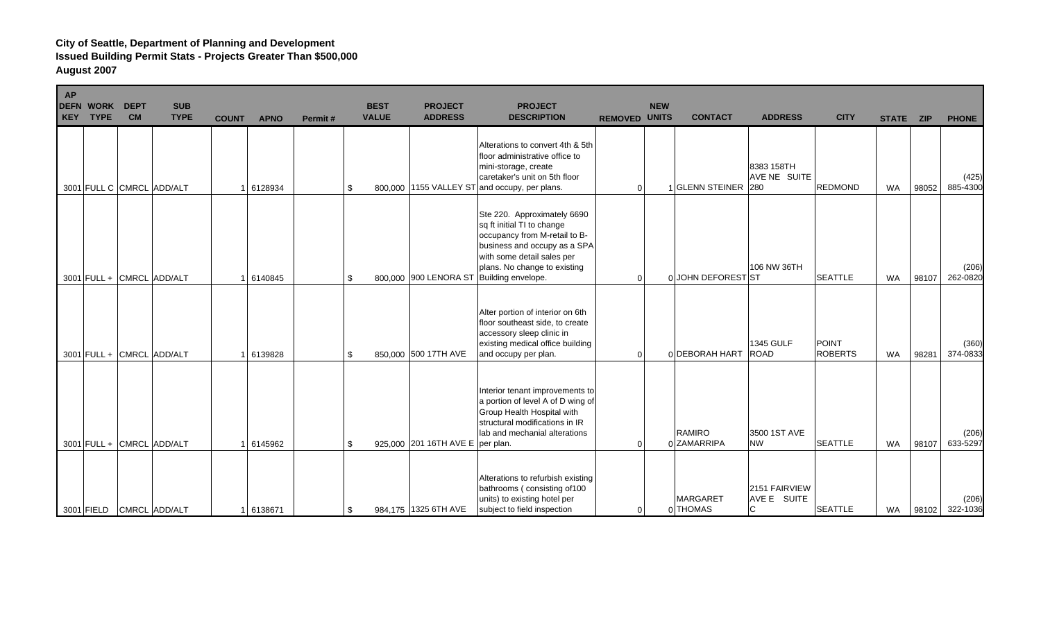**City of Seattle, Department of Planning and Development**
**Issued Building Permit Stats - Projects Greater Than $500,000**
**August 2007**

| AP DEFN KEY | WORK TYPE | DEPT CM | SUB TYPE | COUNT | APNO | Permit # | BEST VALUE | PROJECT ADDRESS | PROJECT DESCRIPTION | REMOVED | NEW UNITS | CONTACT | ADDRESS | CITY | STATE | ZIP | PHONE |
|---|---|---|---|---|---|---|---|---|---|---|---|---|---|---|---|---|---|
| 3001 | FULL C | CMRCL | ADD/ALT | 1 | 6128934 | | $ 800,000 | 1155 VALLEY ST | Alterations to convert 4th & 5th floor administrative office to mini-storage, create caretaker's unit on 5th floor and occupy, per plans. | 0 | 1 | GLENN STEINER | 8383 158TH AVE NE SUITE 280 | REDMOND | WA | 98052 | (425) 885-4300 |
| 3001 | FULL + | CMRCL | ADD/ALT | 1 | 6140845 | | $ 800,000 | 900 LENORA ST | Ste 220. Approximately 6690 sq ft initial TI to change occupancy from M-retail to B-business and occupy as a SPA with some detail sales per plans. No change to existing Building envelope. | 0 | 0 | JOHN DEFOREST | 106 NW 36TH ST | SEATTLE | WA | 98107 | (206) 262-0820 |
| 3001 | FULL + | CMRCL | ADD/ALT | 1 | 6139828 | | $ 850,000 | 500 17TH AVE | Alter portion of interior on 6th floor southeast side, to create accessory sleep clinic in existing medical office building and occupy per plan. | 0 | 0 | DEBORAH HART | 1345 GULF ROAD | POINT ROBERTS | WA | 98281 | (360) 374-0833 |
| 3001 | FULL + | CMRCL | ADD/ALT | 1 | 6145962 | | $ 925,000 | 201 16TH AVE E | Interior tenant improvements to a portion of level A of D wing of Group Health Hospital with structural modifications in IR lab and mechanial alterations per plan. | 0 | 0 | RAMIRO ZAMARRIPA | 3500 1ST AVE NW | SEATTLE | WA | 98107 | (206) 633-5297 |
| 3001 | FIELD | CMRCL | ADD/ALT | 1 | 6138671 | | $ 984,175 | 1325 6TH AVE | Alterations to refurbish existing bathrooms ( consisting of100 units) to existing hotel per subject to field inspection | 0 | 0 | MARGARET THOMAS | 2151 FAIRVIEW AVE E SUITE C | SEATTLE | WA | 98102 | (206) 322-1036 |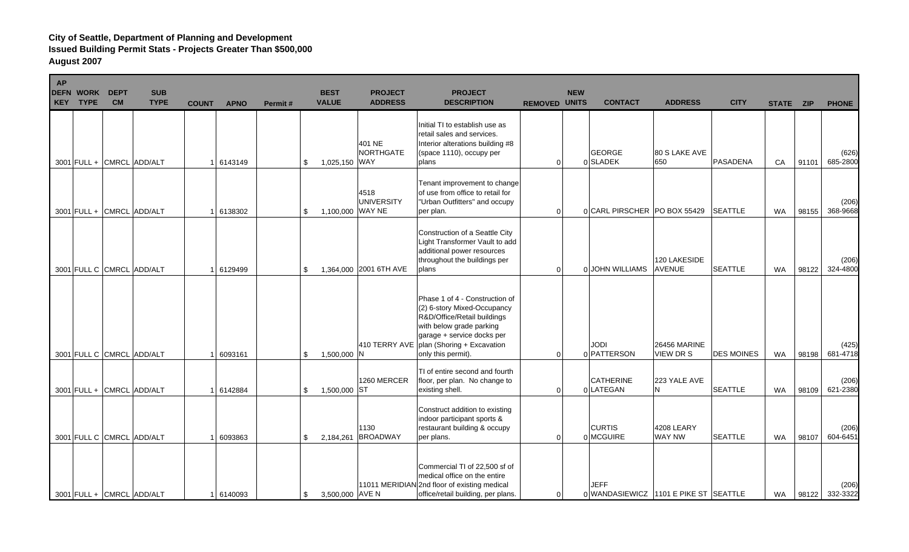**City of Seattle, Department of Planning and Development**
**Issued Building Permit Stats - Projects Greater Than $500,000**
**August 2007**

| AP DEFN KEY | WORK TYPE | DEPT CM | SUB TYPE | COUNT | APNO | Permit # | BEST VALUE | PROJECT ADDRESS | PROJECT DESCRIPTION | REMOVED | NEW UNITS | CONTACT | ADDRESS | CITY | STATE | ZIP | PHONE |
|---|---|---|---|---|---|---|---|---|---|---|---|---|---|---|---|---|---|
| 3001 | FULL + | CMRCL | ADD/ALT | 1 | 6143149 | | $ 1,025,150 | 401 NE NORTHGATE WAY | Initial TI to establish use as retail sales and services. Interior alterations building #8 (space 1110), occupy per plans | 0 | 0 | GEORGE SLADEK | 80 S LAKE AVE 650 | PASADENA | CA | 91101 | (626) 685-2800 |
| 3001 | FULL + | CMRCL | ADD/ALT | 1 | 6138302 | | $ 1,100,000 | 4518 UNIVERSITY WAY NE | Tenant improvement to change of use from office to retail for "Urban Outfitters" and occupy per plan. | 0 | 0 | CARL PIRSCHER | PO BOX 55429 | SEATTLE | WA | 98155 | (206) 368-9668 |
| 3001 | FULL C | CMRCL | ADD/ALT | 1 | 6129499 | | $ 1,364,000 | 2001 6TH AVE | Construction of a Seattle City Light Transformer Vault to add additional power resources throughout the buildings per plans | 0 | 0 | JOHN WILLIAMS | 120 LAKESIDE AVENUE | SEATTLE | WA | 98122 | (206) 324-4800 |
| 3001 | FULL C | CMRCL | ADD/ALT | 1 | 6093161 | | $ 1,500,000 | 410 TERRY AVE N | Phase 1 of 4 - Construction of (2) 6-story Mixed-Occupancy R&D/Office/Retail buildings with below grade parking garage + service docks per plan (Shoring + Excavation only this permit). | 0 | 0 | JODI PATTERSON | 26456 MARINE VIEW DR S | DES MOINES | WA | 98198 | (425) 681-4718 |
| 3001 | FULL + | CMRCL | ADD/ALT | 1 | 6142884 | | $ 1,500,000 | 1260 MERCER ST | TI of entire second and fourth floor, per plan. No change to existing shell. | 0 | 0 | CATHERINE LATEGAN | 223 YALE AVE N | SEATTLE | WA | 98109 | (206) 621-2380 |
| 3001 | FULL C | CMRCL | ADD/ALT | 1 | 6093863 | | $ 2,184,261 | 1130 BROADWAY | Construct addition to existing indoor participant sports & restaurant building & occupy per plans. | 0 | 0 | CURTIS MCGUIRE | 4208 LEARY WAY NW | SEATTLE | WA | 98107 | (206) 604-6451 |
| 3001 | FULL + | CMRCL | ADD/ALT | 1 | 6140093 | | $ 3,500,000 | 11011 MERIDIAN AVE N | Commercial TI of 22,500 sf of medical office on the entire 2nd floor of existing medical office/retail building, per plans. | 0 | 0 | JEFF WANDASIEWICZ | 1101 E PIKE ST | SEATTLE | WA | 98122 | (206) 332-3322 |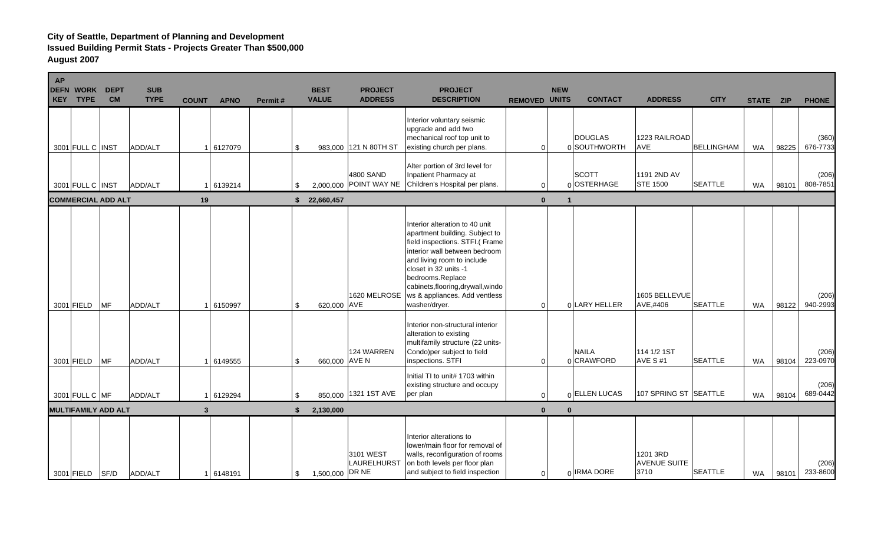**City of Seattle, Department of Planning and Development**
**Issued Building Permit Stats - Projects Greater Than $500,000**
**August 2007**

| AP DEFN KEY | WORK TYPE | DEPT CM | SUB TYPE | COUNT | APNO | Permit # | BEST VALUE | PROJECT ADDRESS | PROJECT DESCRIPTION | REMOVED | NEW UNITS | CONTACT | ADDRESS | CITY | STATE | ZIP | PHONE |
|---|---|---|---|---|---|---|---|---|---|---|---|---|---|---|---|---|---|
| 3001 | FULL C | INST | ADD/ALT | 1 | 6127079 | | $ 983,000 | 121 N 80TH ST | Interior voluntary seismic upgrade and add two mechanical roof top unit to existing church per plans. | 0 | 0 | DOUGLAS SOUTHWORTH | 1223 RAILROAD AVE | BELLINGHAM | WA | 98225 | (360) 676-7733 |
| 3001 | FULL C | INST | ADD/ALT | 1 | 6139214 | | $ 2,000,000 | 4800 SAND POINT WAY NE | Alter portion of 3rd level for Inpatient Pharmacy at Children's Hospital per plans. | 0 | 0 | SCOTT OSTERHAGE | 1191 2ND AV STE 1500 | SEATTLE | WA | 98101 | (206) 808-7851 |
| **COMMERCIAL ADD ALT** | | | | **19** | | | **$ 22,660,457** | | | **0** | **1** | | | | | | |
| 3001 | FIELD | MF | ADD/ALT | 1 | 6150997 | | $ 620,000 | 1620 MELROSE AVE | Interior alteration to 40 unit apartment building. Subject to field inspections. STFI.( Frame interior wall between bedroom and living room to include closet in 32 units -1 bedrooms.Replace cabinets,flooring,drywall,windows & appliances. Add ventless washer/dryer. | 0 | 0 | LARY HELLER | 1605 BELLEVUE AVE,#406 | SEATTLE | WA | 98122 | (206) 940-2993 |
| 3001 | FIELD | MF | ADD/ALT | 1 | 6149555 | | $ 660,000 | 124 WARREN AVE N | Interior non-structural interior alteration to existing multifamily structure (22 units- Condo)per subject to field inspections. STFI | 0 | 0 | NAILA CRAWFORD | 114 1/2 1ST AVE S #1 | SEATTLE | WA | 98104 | (206) 223-0970 |
| 3001 | FULL C | MF | ADD/ALT | 1 | 6129294 | | $ 850,000 | 1321 1ST AVE | Initial TI to unit# 1703 within existing structure and occupy per plan | 0 | 0 | ELLEN LUCAS | 107 SPRING ST | SEATTLE | WA | 98104 | (206) 689-0442 |
| **MULTIFAMILY ADD ALT** | | | | **3** | | | **$ 2,130,000** | | | **0** | **0** | | | | | | |
| 3001 | FIELD | SF/D | ADD/ALT | 1 | 6148191 | | $ 1,500,000 | 3101 WEST LAURELHURST DR NE | Interior alterations to lower/main floor for removal of walls, reconfiguration of rooms on both levels per floor plan and subject to field inspection | 0 | 0 | IRMA DORE | 1201 3RD AVENUE SUITE 3710 | SEATTLE | WA | 98101 | (206) 233-8600 |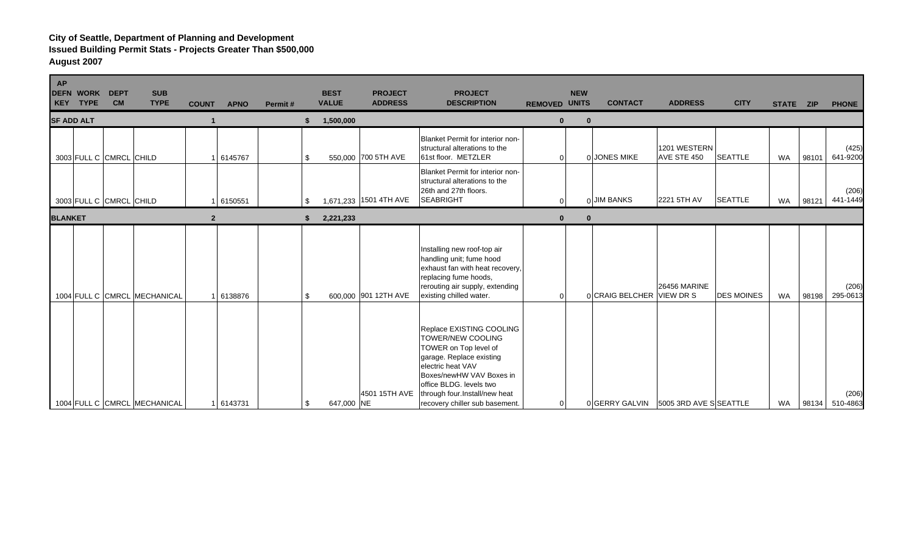**City of Seattle, Department of Planning and Development**
**Issued Building Permit Stats - Projects Greater Than $500,000**
**August 2007**

| AP DEFN KEY | WORK TYPE | DEPT CM | SUB TYPE | COUNT | APNO | Permit # | BEST VALUE | PROJECT ADDRESS | PROJECT DESCRIPTION | REMOVED | NEW UNITS | CONTACT | ADDRESS | CITY | STATE | ZIP | PHONE |
|---|---|---|---|---|---|---|---|---|---|---|---|---|---|---|---|---|---|
| **SF ADD ALT** | | | | **1** | | | **$ 1,500,000** | | | **0** | **0** | | | | | | |
| 3003 | FULL C | CMRCL | CHILD | 1 | 6145767 | | $ 550,000 | 700 5TH AVE | Blanket Permit for interior non-structural alterations to the 61st floor. METZLER | 0 | 0 | JONES MIKE | 1201 WESTERN AVE STE 450 | SEATTLE | WA | 98101 | (425) 641-9200 |
| 3003 | FULL C | CMRCL | CHILD | 1 | 6150551 | | $ 1,671,233 | 1501 4TH AVE | Blanket Permit for interior non-structural alterations to the 26th and 27th floors. SEABRIGHT | 0 | 0 | JIM BANKS | 2221 5TH AV | SEATTLE | WA | 98121 | (206) 441-1449 |
| **BLANKET** | | | | **2** | | | **$ 2,221,233** | | | **0** | **0** | | | | | | |
| 1004 | FULL C | CMRCL | MECHANICAL | 1 | 6138876 | | $ 600,000 | 901 12TH AVE | Installing new roof-top air handling unit; fume hood exhaust fan with heat recovery, replacing fume hoods, rerouting air supply, extending existing chilled water. | 0 | 0 | CRAIG BELCHER | 26456 MARINE VIEW DR S | DES MOINES | WA | 98198 | (206) 295-0613 |
| 1004 | FULL C | CMRCL | MECHANICAL | 1 | 6143731 | | $ 647,000 | 4501 15TH AVE NE | Replace EXISTING COOLING TOWER/NEW COOLING TOWER on Top level of garage. Replace existing electric heat VAV Boxes/newHW VAV Boxes in office BLDG. levels two through four.Install/new heat recovery chiller sub basement. | 0 | 0 | GERRY GALVIN | 5005 3RD AVE S | SEATTLE | WA | 98134 | (206) 510-4863 |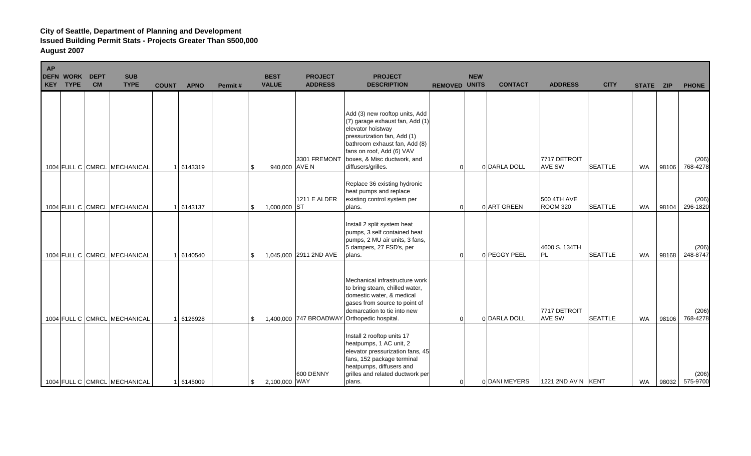**City of Seattle, Department of Planning and Development**
**Issued Building Permit Stats - Projects Greater Than $500,000**
**August 2007**

| AP DEFN KEY | WORK TYPE | DEPT CM | SUB TYPE | COUNT | APNO | Permit # | BEST VALUE | PROJECT ADDRESS | PROJECT DESCRIPTION | REMOVED | NEW UNITS | CONTACT | ADDRESS | CITY | STATE | ZIP | PHONE |
|---|---|---|---|---|---|---|---|---|---|---|---|---|---|---|---|---|---|
| 1004 | FULL C | CMRCL | MECHANICAL | 1 | 6143319 | | $ 940,000 | 3301 FREMONT AVE N | Add (3) new rooftop units, Add (7) garage exhaust fan, Add (1) elevator hoistway pressurization fan, Add (1) bathroom exhaust fan, Add (8) fans on roof, Add (6) VAV boxes, & Misc ductwork, and diffusers/grilles. | 0 | 0 | DARLA DOLL | 7717 DETROIT AVE SW | SEATTLE | WA | 98106 | (206) 768-4278 |
| 1004 | FULL C | CMRCL | MECHANICAL | 1 | 6143137 | | $ 1,000,000 | 1211 E ALDER ST | Replace 36 existing hydronic heat pumps and replace existing control system per plans. | 0 | 0 | ART GREEN | 500 4TH AVE ROOM 320 | SEATTLE | WA | 98104 | (206) 296-1820 |
| 1004 | FULL C | CMRCL | MECHANICAL | 1 | 6140540 | | $ 1,045,000 | 2911 2ND AVE | Install 2 split system heat pumps, 3 self contained heat pumps, 2 MU air units, 3 fans, 5 dampers, 27 FSD's, per plans. | 0 | 0 | PEGGY PEEL | 4600 S. 134TH PL | SEATTLE | WA | 98168 | (206) 248-8747 |
| 1004 | FULL C | CMRCL | MECHANICAL | 1 | 6126928 | | $ 1,400,000 | 747 BROADWAY | Mechanical infrastructure work to bring steam, chilled water, domestic water, & medical gases from source to point of demarcation to tie into new Orthopedic hospital. | 0 | 0 | DARLA DOLL | 7717 DETROIT AVE SW | SEATTLE | WA | 98106 | (206) 768-4278 |
| 1004 | FULL C | CMRCL | MECHANICAL | 1 | 6145009 | | $ 2,100,000 | 600 DENNY WAY | Install 2 rooftop units 17 heatpumps, 1 AC unit, 2 elevator pressurization fans, 45 fans, 152 package terminal heatpumps, diffusers and grilles and related ductwork per plans. | 0 | 0 | DANI MEYERS | 1221 2ND AV N | KENT | WA | 98032 | (206) 575-9700 |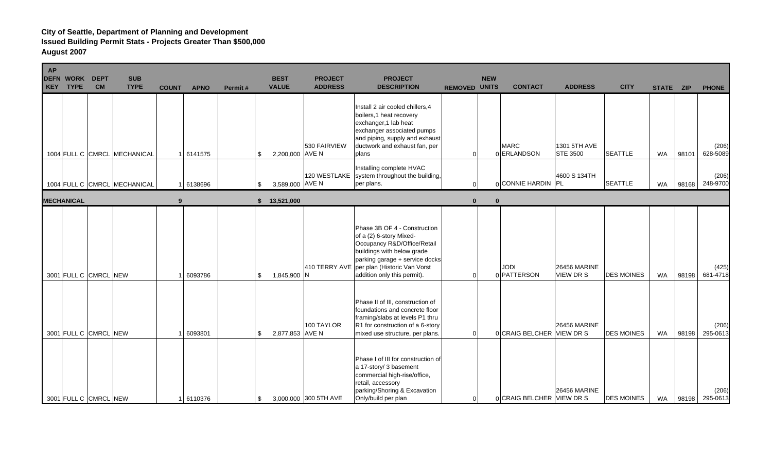**City of Seattle, Department of Planning and Development**
**Issued Building Permit Stats - Projects Greater Than $500,000**
**August 2007**

| AP DEFN KEY | WORK TYPE | DEPT CM | SUB TYPE | COUNT | APNO | Permit # | BEST VALUE | PROJECT ADDRESS | PROJECT DESCRIPTION | REMOVED | NEW UNITS | CONTACT | ADDRESS | CITY | STATE | ZIP | PHONE |
|---|---|---|---|---|---|---|---|---|---|---|---|---|---|---|---|---|---|
| 1004 | FULL C | CMRCL | MECHANICAL | 1 | 6141575 | | $ 2,200,000 | 530 FAIRVIEW AVE N | Install 2 air cooled chillers,4 boilers,1 heat recovery exchanger,1 lab heat exchanger associated pumps and piping, supply and exhaust ductwork and exhaust fan, per plans | 0 | 0 | MARC ERLANDSON | 1301 5TH AVE STE 3500 | SEATTLE | WA | 98101 | (206) 628-5089 |
| 1004 | FULL C | CMRCL | MECHANICAL | 1 | 6138696 | | $ 3,589,000 | 120 WESTLAKE AVE N | Installing complete HVAC system throughout the building, per plans. | 0 | 0 | CONNIE HARDIN | 4600 S 134TH PL | SEATTLE | WA | 98168 | (206) 248-9700 |
| **MECHANICAL** | | | | **9** | | | **$ 13,521,000** | | | **0** | **0** | | | | | | |
| 3001 | FULL C | CMRCL | NEW | 1 | 6093786 | | $ 1,845,900 | 410 TERRY AVE N | Phase 3B OF 4 - Construction of a (2) 6-story Mixed-Occupancy R&D/Office/Retail buildings with below grade parking garage + service docks per plan (Historic Van Vorst addition only this permit). | 0 | 0 | JODI PATTERSON | 26456 MARINE VIEW DR S | DES MOINES | WA | 98198 | (425) 681-4718 |
| 3001 | FULL C | CMRCL | NEW | 1 | 6093801 | | $ 2,877,853 | 100 TAYLOR AVE N | Phase II of III, construction of foundations and concrete floor framing/slabs at levels P1 thru R1 for construction of a 6-story mixed use structure, per plans. | 0 | 0 | CRAIG BELCHER | 26456 MARINE VIEW DR S | DES MOINES | WA | 98198 | (206) 295-0613 |
| 3001 | FULL C | CMRCL | NEW | 1 | 6110376 | | $ 3,000,000 | 300 5TH AVE | Phase I of III for construction of a 17-story/ 3 basement commercial high-rise/office, retail, accessory parking/Shoring & Excavation Only/build per plan | 0 | 0 | CRAIG BELCHER | 26456 MARINE VIEW DR S | DES MOINES | WA | 98198 | (206) 295-0613 |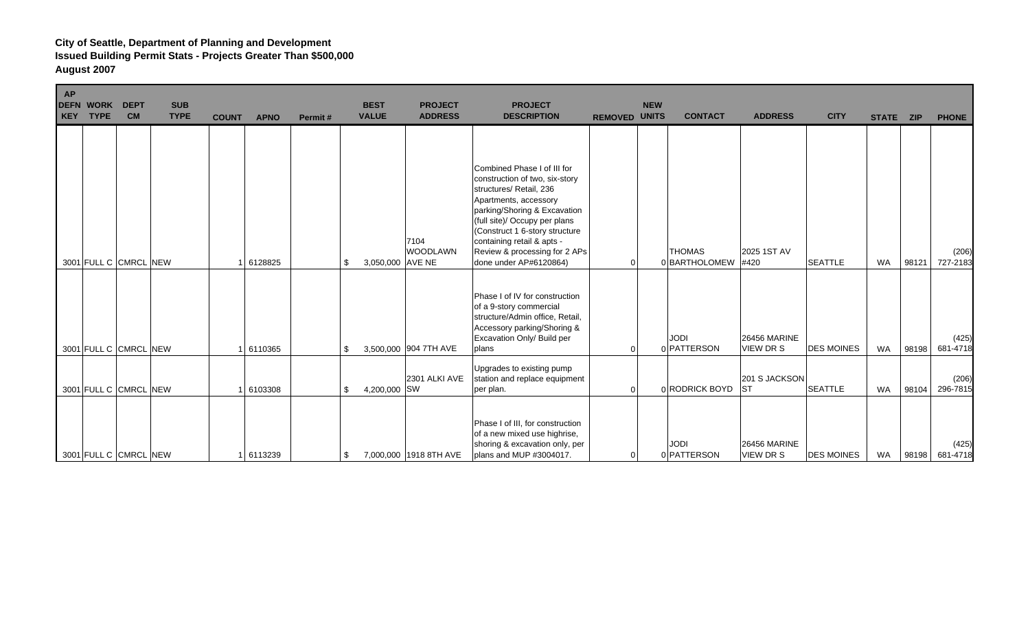**City of Seattle, Department of Planning and Development**
**Issued Building Permit Stats - Projects Greater Than $500,000**
**August 2007**

| AP DEFN KEY | WORK TYPE | DEPT CM | SUB TYPE | COUNT | APNO | Permit # | BEST VALUE | PROJECT ADDRESS | PROJECT DESCRIPTION | REMOVED | NEW UNITS | CONTACT | ADDRESS | CITY | STATE | ZIP | PHONE |
|---|---|---|---|---|---|---|---|---|---|---|---|---|---|---|---|---|---|
| 3001 | FULL C | CMRCL | NEW | 1 | 6128825 | | $ 3,050,000 | 7104 WOODLAWN AVE NE | Combined Phase I of III for construction of two, six-story structures/ Retail, 236 Apartments, accessory parking/Shoring & Excavation (full site)/ Occupy per plans (Construct 1 6-story structure containing retail & apts - Review & processing for 2 APs done under AP#6120864) | 0 | 0 | THOMAS BARTHOLOMEW | 2025 1ST AV #420 | SEATTLE | WA | 98121 | (206) 727-2183 |
| 3001 | FULL C | CMRCL | NEW | 1 | 6110365 | | $ 3,500,000 | 904 7TH AVE | Phase I of IV for construction of a 9-story commercial structure/Admin office, Retail, Accessory parking/Shoring & Excavation Only/ Build per plans | 0 | 0 | JODI PATTERSON | 26456 MARINE VIEW DR S | DES MOINES | WA | 98198 | (425) 681-4718 |
| 3001 | FULL C | CMRCL | NEW | 1 | 6103308 | | $ 4,200,000 | 2301 ALKI AVE SW | Upgrades to existing pump station and replace equipment per plan. | 0 | 0 | RODRICK BOYD | 201 S JACKSON ST | SEATTLE | WA | 98104 | (206) 296-7815 |
| 3001 | FULL C | CMRCL | NEW | 1 | 6113239 | | $ 7,000,000 | 1918 8TH AVE | Phase I of III, for construction of a new mixed use highrise, shoring & excavation only, per plans and MUP #3004017. | 0 | 0 | JODI PATTERSON | 26456 MARINE VIEW DR S | DES MOINES | WA | 98198 | (425) 681-4718 |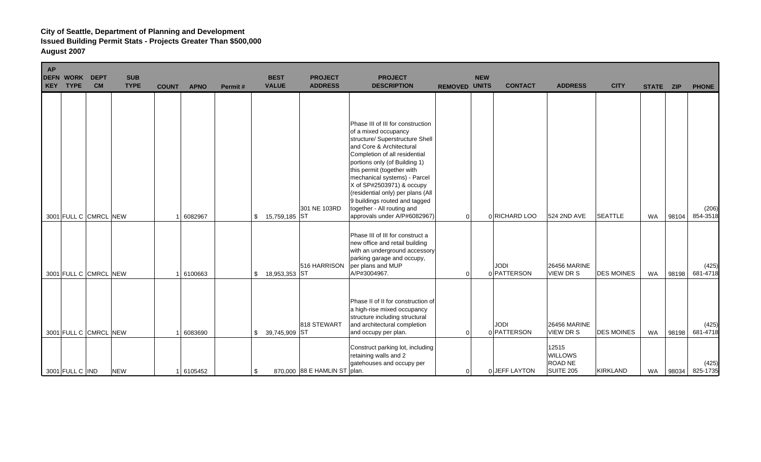**City of Seattle, Department of Planning and Development**
**Issued Building Permit Stats - Projects Greater Than $500,000**
**August 2007**

| AP DEFN KEY | WORK TYPE | DEPT CM | SUB TYPE | COUNT | APNO | Permit # | BEST VALUE | PROJECT ADDRESS | PROJECT DESCRIPTION | REMOVED | NEW UNITS | CONTACT | ADDRESS | CITY | STATE | ZIP | PHONE |
|---|---|---|---|---|---|---|---|---|---|---|---|---|---|---|---|---|---|
| 3001 | FULL C | CMRCL | NEW | 1 | 6082967 | | $ 15,759,185 | 301 NE 103RD ST | Phase III of III for construction of a mixed occupancy structure/ Superstructure Shell and Core & Architectural Completion of all residential portions only (of Building 1) this permit (together with mechanical systems) - Parcel X of SP#2503971) & occupy (residential only) per plans (All 9 buildings routed and tagged together - All routing and approvals under A/P#6082967) | 0 | 0 | RICHARD LOO | 524 2ND AVE | SEATTLE | WA | 98104 | (206) 854-3518 |
| 3001 | FULL C | CMRCL | NEW | 1 | 6100663 | | $ 18,953,353 | 516 HARRISON ST | Phase III of III for construct a new office and retail building with an underground accessory parking garage and occupy, per plans and MUP A/P#3004967. | 0 | 0 | JODI PATTERSON | 26456 MARINE VIEW DR S | DES MOINES | WA | 98198 | (425) 681-4718 |
| 3001 | FULL C | CMRCL | NEW | 1 | 6083690 | | $ 39,745,909 | 818 STEWART ST | Phase II of II for construction of a high-rise mixed occupancy structure including structural and architectural completion and occupy per plan. | 0 | 0 | JODI PATTERSON | 26456 MARINE VIEW DR S | DES MOINES | WA | 98198 | (425) 681-4718 |
| 3001 | FULL C | IND | NEW | 1 | 6105452 | | $ 870,000 | 88 E HAMLIN ST | Construct parking lot, including retaining walls and 2 gatehouses and occupy per plan. | 0 | 0 | JEFF LAYTON | 12515 WILLOWS ROAD NE SUITE 205 | KIRKLAND | WA | 98034 | (425) 825-1735 |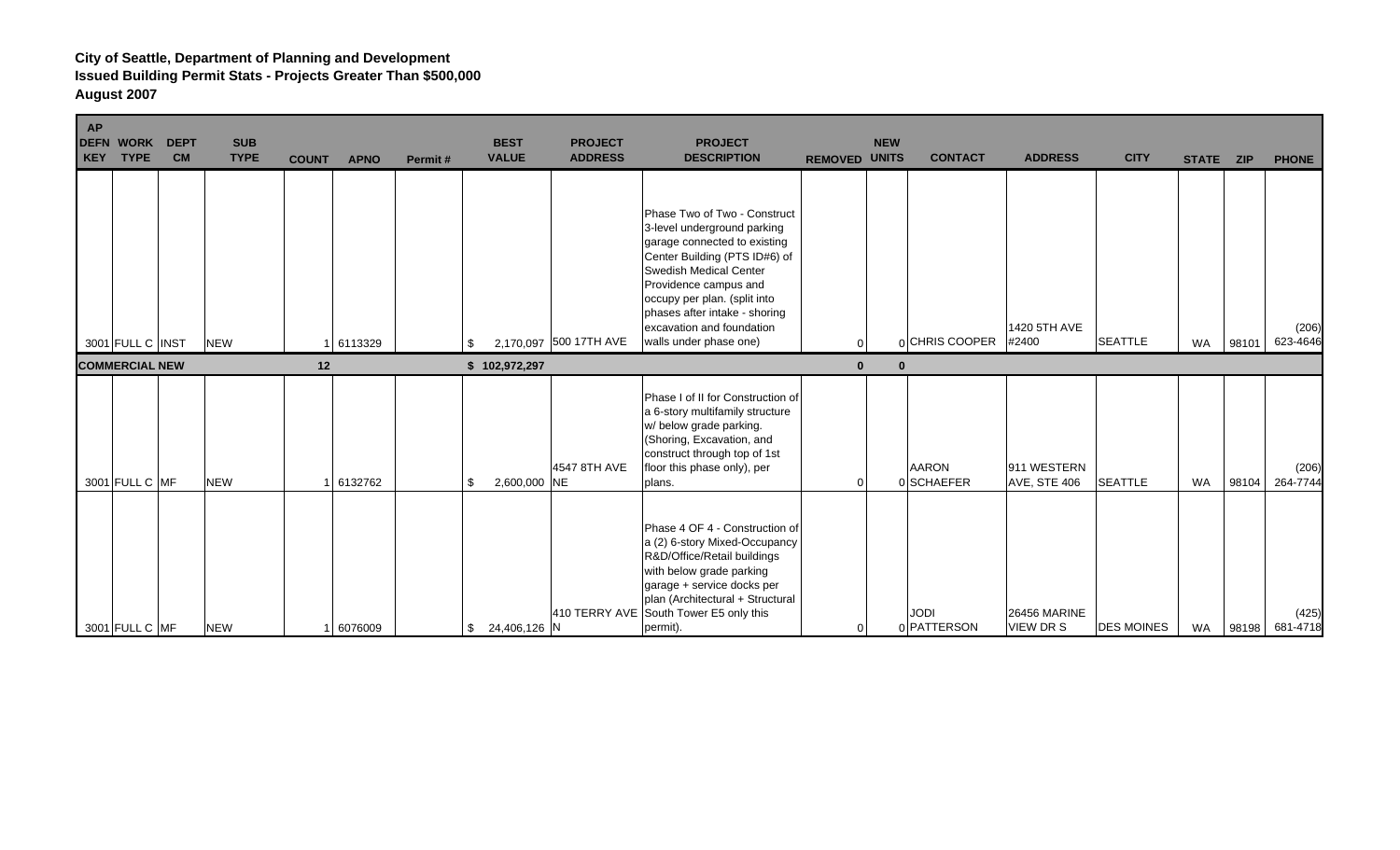**City of Seattle, Department of Planning and Development**
**Issued Building Permit Stats - Projects Greater Than $500,000**
**August 2007**

| AP DEFN KEY | WORK TYPE | DEPT CM | SUB TYPE | COUNT | APNO | Permit # | BEST VALUE | PROJECT ADDRESS | PROJECT DESCRIPTION | REMOVED | NEW UNITS | CONTACT | ADDRESS | CITY | STATE | ZIP | PHONE |
|---|---|---|---|---|---|---|---|---|---|---|---|---|---|---|---|---|---|
| 3001 | FULL C | INST | NEW | 1 | 6113329 | | $ 2,170,097 | 500 17TH AVE | Phase Two of Two - Construct 3-level underground parking garage connected to existing Center Building (PTS ID#6) of Swedish Medical Center Providence campus and occupy per plan. (split into phases after intake - shoring excavation and foundation walls under phase one) | 0 | 0 | CHRIS COOPER | 1420 5TH AVE #2400 | SEATTLE | WA | 98101 | (206) 623-4646 |
| **COMMERCIAL NEW** | | | | **12** | | | **$ 102,972,297** | | | **0** | **0** | | | | | | |
| 3001 | FULL C | MF | NEW | 1 | 6132762 | | $ 2,600,000 | 4547 8TH AVE NE | Phase I of II for Construction of a 6-story multifamily structure w/ below grade parking. (Shoring, Excavation, and construct through top of 1st floor this phase only), per plans. | 0 | 0 | AARON SCHAEFER | 911 WESTERN AVE, STE 406 | SEATTLE | WA | 98104 | (206) 264-7744 |
| 3001 | FULL C | MF | NEW | 1 | 6076009 | | $ 24,406,126 | 410 TERRY AVE N | Phase 4 OF 4 - Construction of a (2) 6-story Mixed-Occupancy R&D/Office/Retail buildings with below grade parking garage + service docks per plan (Architectural + Structural South Tower E5 only this permit). | 0 | 0 | JODI PATTERSON | 26456 MARINE VIEW DR S | DES MOINES | WA | 98198 | (425) 681-4718 |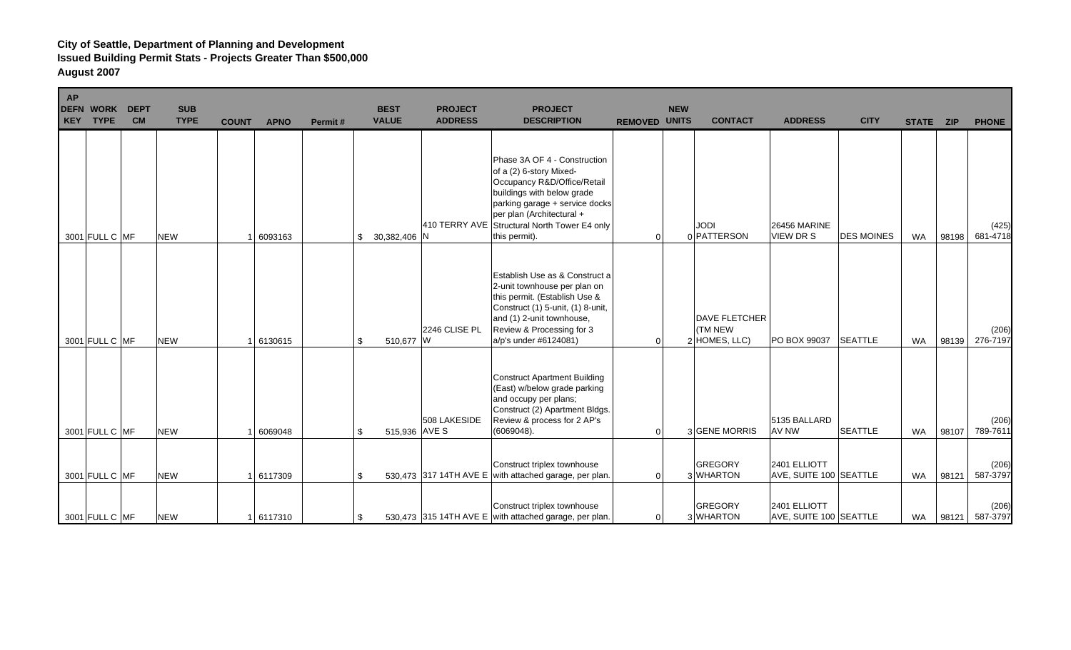**City of Seattle, Department of Planning and Development**
**Issued Building Permit Stats - Projects Greater Than $500,000**
**August 2007**

| AP DEFN KEY | WORK TYPE | DEPT CM | SUB TYPE | COUNT | APNO | Permit # | BEST VALUE | PROJECT ADDRESS | PROJECT DESCRIPTION | REMOVED | NEW UNITS | CONTACT | ADDRESS | CITY | STATE | ZIP | PHONE |
|---|---|---|---|---|---|---|---|---|---|---|---|---|---|---|---|---|---|
| 3001 | FULL C | MF | NEW | 1 | 6093163 | | $ 30,382,406 | 410 TERRY AVE N | Phase 3A OF 4 - Construction of a (2) 6-story Mixed-Occupancy R&D/Office/Retail buildings with below grade parking garage + service docks per plan (Architectural + Structural North Tower E4 only this permit). | 0 | 0 | JODI PATTERSON | 26456 MARINE VIEW DR S | DES MOINES | WA | 98198 | (425) 681-4718 |
| 3001 | FULL C | MF | NEW | 1 | 6130615 | | $ 510,677 | 2246 CLISE PL W | Establish Use as & Construct a 2-unit townhouse per plan on this permit. (Establish Use & Construct (1) 5-unit, (1) 8-unit, and (1) 2-unit townhouse, Review & Processing for 3 a/p's under #6124081) | 0 | 2 | DAVE FLETCHER (TM NEW HOMES, LLC) | PO BOX 99037 | SEATTLE | WA | 98139 | (206) 276-7197 |
| 3001 | FULL C | MF | NEW | 1 | 6069048 | | $ 515,936 | 508 LAKESIDE AVE S | Construct Apartment Building (East) w/below grade parking and occupy per plans; Construct (2) Apartment Bldgs. Review & process for 2 AP's (6069048). | 0 | 3 | GENE MORRIS | 5135 BALLARD AV NW | SEATTLE | WA | 98107 | (206) 789-7611 |
| 3001 | FULL C | MF | NEW | 1 | 6117309 | | $ 530,473 | 317 14TH AVE E | Construct triplex townhouse with attached garage, per plan. | 0 | 3 | GREGORY WHARTON | 2401 ELLIOTT AVE, SUITE 100 | SEATTLE | WA | 98121 | (206) 587-3797 |
| 3001 | FULL C | MF | NEW | 1 | 6117310 | | $ 530,473 | 315 14TH AVE E | Construct triplex townhouse with attached garage, per plan. | 0 | 3 | GREGORY WHARTON | 2401 ELLIOTT AVE, SUITE 100 | SEATTLE | WA | 98121 | (206) 587-3797 |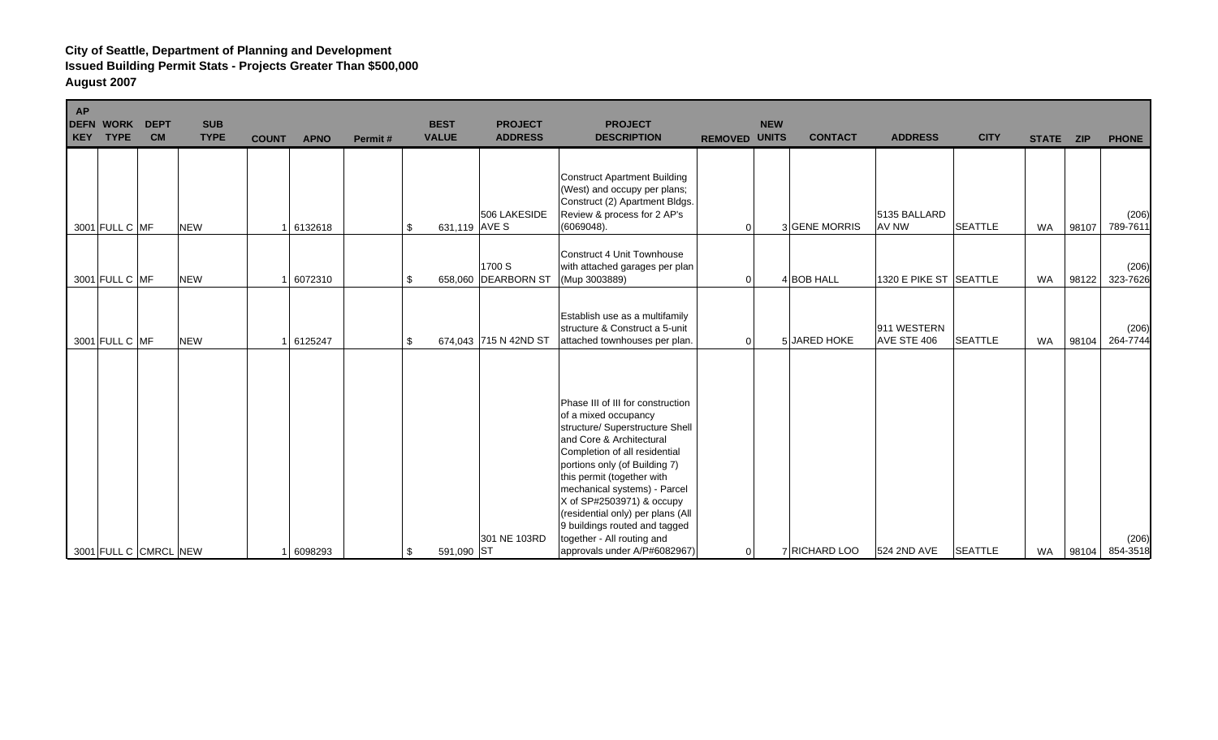**City of Seattle, Department of Planning and Development**
**Issued Building Permit Stats - Projects Greater Than $500,000**
**August 2007**

| AP DEFN KEY | WORK TYPE | DEPT CM | SUB TYPE | COUNT | APNO | Permit # | BEST VALUE | PROJECT ADDRESS | PROJECT DESCRIPTION | REMOVED | NEW UNITS | CONTACT | ADDRESS | CITY | STATE | ZIP | PHONE |
|---|---|---|---|---|---|---|---|---|---|---|---|---|---|---|---|---|---|
| 3001 | FULL C | MF | NEW | 1 | 6132618 | | $ 631,119 | 506 LAKESIDE AVE S | Construct Apartment Building (West) and occupy per plans; Construct (2) Apartment Bldgs. Review & process for 2 AP's (6069048). | 0 | 3 | GENE MORRIS | 5135 BALLARD AV NW | SEATTLE | WA | 98107 | (206) 789-7611 |
| 3001 | FULL C | MF | NEW | 1 | 6072310 | | $ 658,060 | 1700 S DEARBORN ST | Construct 4 Unit Townhouse with attached garages per plan (Mup 3003889) | 0 | 4 | BOB HALL | 1320 E PIKE ST | SEATTLE | WA | 98122 | (206) 323-7626 |
| 3001 | FULL C | MF | NEW | 1 | 6125247 | | $ 674,043 | 715 N 42ND ST | Establish use as a multifamily structure & Construct a 5-unit attached townhouses per plan. | 0 | 5 | JARED HOKE | 911 WESTERN AVE STE 406 | SEATTLE | WA | 98104 | (206) 264-7744 |
| 3001 | FULL C | CMRCL | NEW | 1 | 6098293 | | $ 591,090 | 301 NE 103RD ST | Phase III of III for construction of a mixed occupancy structure/ Superstructure Shell and Core & Architectural Completion of all residential portions only (of Building 7) this permit (together with mechanical systems) - Parcel X of SP#2503971) & occupy (residential only) per plans (All 9 buildings routed and tagged together - All routing and approvals under A/P#6082967) | 0 | 7 | RICHARD LOO | 524 2ND AVE | SEATTLE | WA | 98104 | (206) 854-3518 |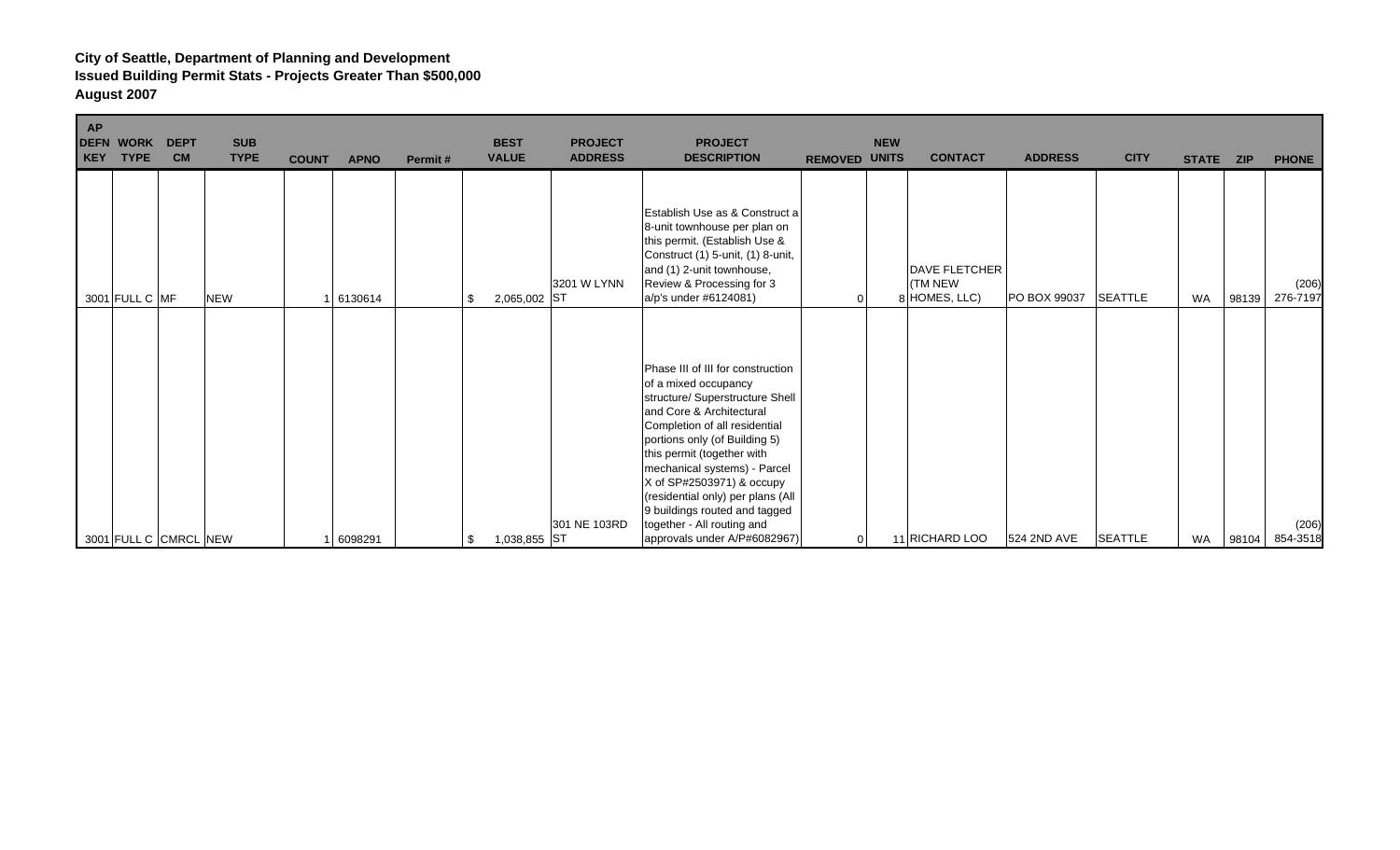**City of Seattle, Department of Planning and Development**
**Issued Building Permit Stats - Projects Greater Than $500,000**
**August 2007**

| AP DEFN KEY | WORK TYPE | DEPT CM | SUB TYPE | COUNT | APNO | Permit # | BEST VALUE | PROJECT ADDRESS | PROJECT DESCRIPTION | REMOVED | NEW UNITS | CONTACT | ADDRESS | CITY | STATE | ZIP | PHONE |
|---|---|---|---|---|---|---|---|---|---|---|---|---|---|---|---|---|---|
| 3001 | FULL C | MF | NEW | 1 | 6130614 | | $ 2,065,002 | 3201 W LYNN ST | Establish Use as & Construct a 8-unit townhouse per plan on this permit. (Establish Use & Construct (1) 5-unit, (1) 8-unit, and (1) 2-unit townhouse, Review & Processing for 3 a/p's under #6124081) | 0 | 8 | DAVE FLETCHER (TM NEW HOMES, LLC) | PO BOX 99037 | SEATTLE | WA | 98139 | (206) 276-7197 |
| 3001 | FULL C | CMRCL | NEW | 1 | 6098291 | | $ 1,038,855 | 301 NE 103RD ST | Phase III of III for construction of a mixed occupancy structure/ Superstructure Shell and Core & Architectural Completion of all residential portions only (of Building 5) this permit (together with mechanical systems) - Parcel X of SP#2503971) & occupy (residential only) per plans (All 9 buildings routed and tagged together - All routing and approvals under A/P#6082967) | 0 | 11 | RICHARD LOO | 524 2ND AVE | SEATTLE | WA | 98104 | (206) 854-3518 |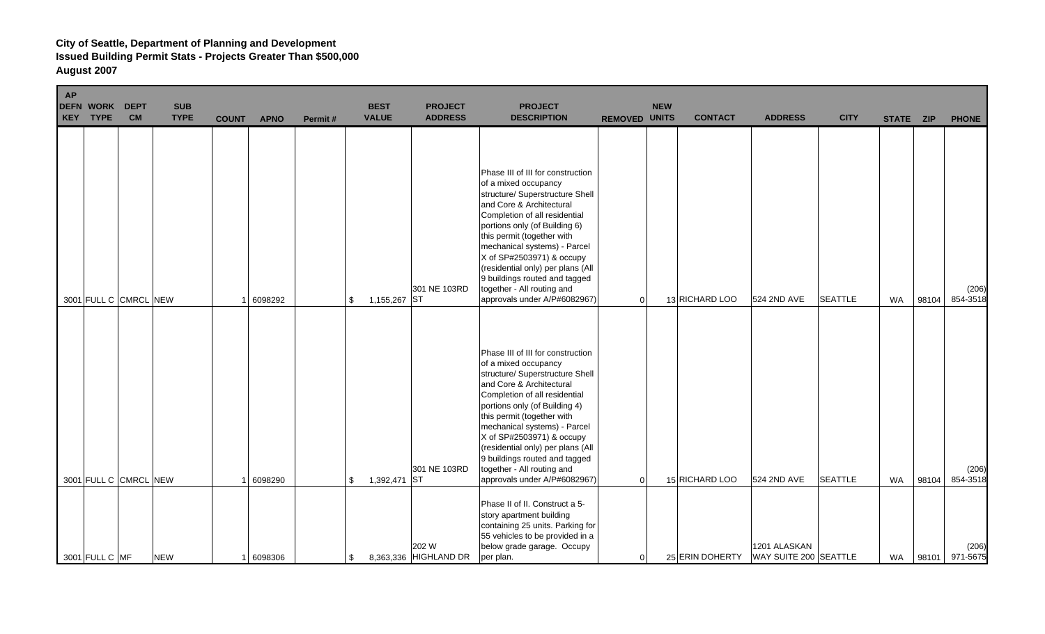**City of Seattle, Department of Planning and Development**
**Issued Building Permit Stats - Projects Greater Than $500,000**
**August 2007**

| AP DEFN KEY | WORK TYPE | DEPT CM | SUB TYPE | COUNT | APNO | Permit # | BEST VALUE | PROJECT ADDRESS | PROJECT DESCRIPTION | REMOVED | NEW UNITS | CONTACT | ADDRESS | CITY | STATE | ZIP | PHONE |
|---|---|---|---|---|---|---|---|---|---|---|---|---|---|---|---|---|---|
| 3001 | FULL C | CMRCL | NEW | 1 | 6098292 | | $ 1,155,267 | 301 NE 103RD ST | Phase III of III for construction of a mixed occupancy structure/ Superstructure Shell and Core & Architectural Completion of all residential portions only (of Building 6) this permit (together with mechanical systems) - Parcel X of SP#2503971) & occupy (residential only) per plans (All 9 buildings routed and tagged together - All routing and approvals under A/P#6082967) | 0 | 13 | RICHARD LOO | 524 2ND AVE | SEATTLE | WA | 98104 | (206) 854-3518 |
| 3001 | FULL C | CMRCL | NEW | 1 | 6098290 | | $ 1,392,471 | 301 NE 103RD ST | Phase III of III for construction of a mixed occupancy structure/ Superstructure Shell and Core & Architectural Completion of all residential portions only (of Building 4) this permit (together with mechanical systems) - Parcel X of SP#2503971) & occupy (residential only) per plans (All 9 buildings routed and tagged together - All routing and approvals under A/P#6082967) | 0 | 15 | RICHARD LOO | 524 2ND AVE | SEATTLE | WA | 98104 | (206) 854-3518 |
| 3001 | FULL C | MF | NEW | 1 | 6098306 | | $ 8,363,336 | 202 W HIGHLAND DR | Phase II of II. Construct a 5-story apartment building containing 25 units. Parking for 55 vehicles to be provided in a below grade garage. Occupy per plan. | 0 | 25 | ERIN DOHERTY | 1201 ALASKAN WAY SUITE 200 | SEATTLE | WA | 98101 | (206) 971-5675 |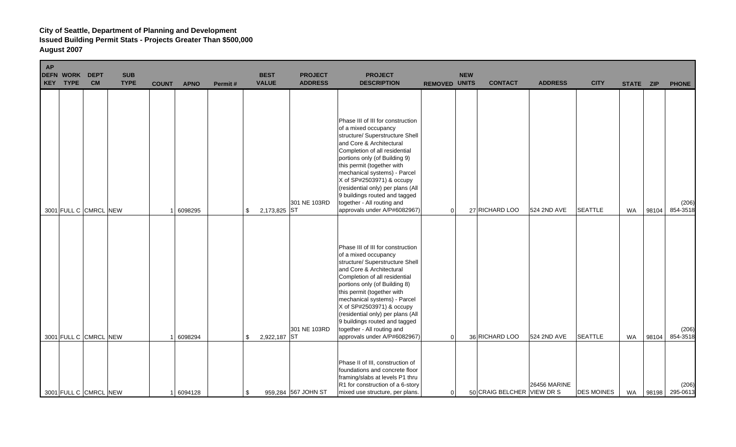**City of Seattle, Department of Planning and Development**
**Issued Building Permit Stats - Projects Greater Than $500,000**
**August 2007**

| AP DEFN KEY | WORK TYPE | DEPT CM | SUB TYPE | COUNT | APNO | Permit # | BEST VALUE | PROJECT ADDRESS | PROJECT DESCRIPTION | REMOVED | NEW UNITS | CONTACT | ADDRESS | CITY | STATE | ZIP | PHONE |
|---|---|---|---|---|---|---|---|---|---|---|---|---|---|---|---|---|---|
| 3001 | FULL C | CMRCL | NEW | 1 | 6098295 | | $ 2,173,825 | 301 NE 103RD ST | Phase III of III for construction of a mixed occupancy structure/ Superstructure Shell and Core & Architectural Completion of all residential portions only (of Building 9) this permit (together with mechanical systems) - Parcel X of SP#2503971) & occupy (residential only) per plans (All 9 buildings routed and tagged together - All routing and approvals under A/P#6082967) | 0 | 27 | RICHARD LOO | 524 2ND AVE | SEATTLE | WA | 98104 | (206) 854-3518 |
| 3001 | FULL C | CMRCL | NEW | 1 | 6098294 | | $ 2,922,187 | 301 NE 103RD ST | Phase III of III for construction of a mixed occupancy structure/ Superstructure Shell and Core & Architectural Completion of all residential portions only (of Building 8) this permit (together with mechanical systems) - Parcel X of SP#2503971) & occupy (residential only) per plans (All 9 buildings routed and tagged together - All routing and approvals under A/P#6082967) | 0 | 36 | RICHARD LOO | 524 2ND AVE | SEATTLE | WA | 98104 | (206) 854-3518 |
| 3001 | FULL C | CMRCL | NEW | 1 | 6094128 | | $ 959,284 | 567 JOHN ST | Phase II of III, construction of foundations and concrete floor framing/slabs at levels P1 thru R1 for construction of a 6-story mixed use structure, per plans. | 0 | 50 | CRAIG BELCHER | 26456 MARINE VIEW DR S | DES MOINES | WA | 98198 | (206) 295-0613 |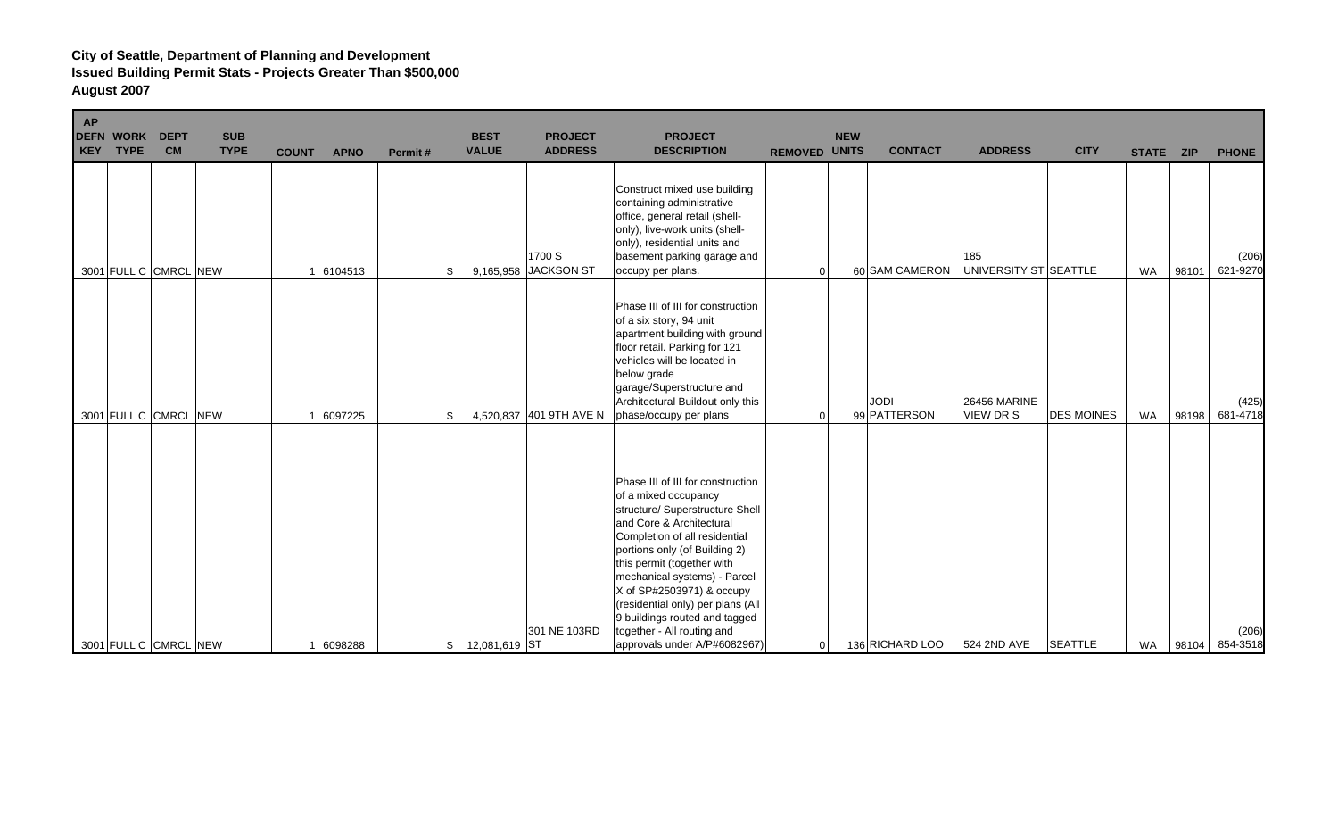**City of Seattle, Department of Planning and Development**
**Issued Building Permit Stats - Projects Greater Than $500,000**
**August 2007**

| AP DEFN KEY | WORK TYPE | DEPT CM | SUB TYPE | COUNT | APNO | Permit # | BEST VALUE | PROJECT ADDRESS | PROJECT DESCRIPTION | REMOVED | NEW UNITS | CONTACT | ADDRESS | CITY | STATE | ZIP | PHONE |
|---|---|---|---|---|---|---|---|---|---|---|---|---|---|---|---|---|---|
| 3001 | FULL C | CMRCL | NEW | 1 | 6104513 | | $ 9,165,958 | 1700 S JACKSON ST | Construct mixed use building containing administrative office, general retail (shell-only), live-work units (shell-only), residential units and basement parking garage and occupy per plans. | 0 | 60 | SAM CAMERON | 185 UNIVERSITY ST | SEATTLE | WA | 98101 | (206) 621-9270 |
| 3001 | FULL C | CMRCL | NEW | 1 | 6097225 | | $ 4,520,837 | 401 9TH AVE N | Phase III of III for construction of a six story, 94 unit apartment building with ground floor retail. Parking for 121 vehicles will be located in below grade garage/Superstructure and Architectural Buildout only this phase/occupy per plans | 0 | 99 | JODI PATTERSON | 26456 MARINE VIEW DR S | DES MOINES | WA | 98198 | (425) 681-4718 |
| 3001 | FULL C | CMRCL | NEW | 1 | 6098288 | | $ 12,081,619 | 301 NE 103RD ST | Phase III of III for construction of a mixed occupancy structure/ Superstructure Shell and Core & Architectural Completion of all residential portions only (of Building 2) this permit (together with mechanical systems) - Parcel X of SP#2503971) & occupy (residential only) per plans (All 9 buildings routed and tagged together - All routing and approvals under A/P#6082967) | 0 | 136 | RICHARD LOO | 524 2ND AVE | SEATTLE | WA | 98104 | (206) 854-3518 |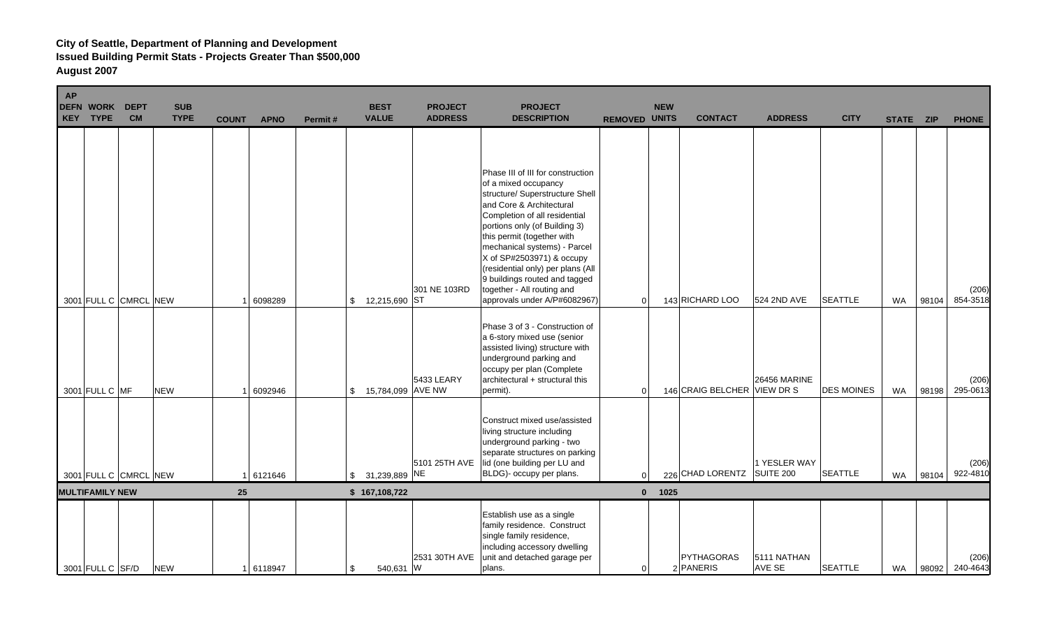**City of Seattle, Department of Planning and Development**
**Issued Building Permit Stats - Projects Greater Than $500,000**
**August 2007**

| AP DEFN KEY | WORK TYPE | DEPT CM | SUB TYPE | COUNT | APNO | Permit # | BEST VALUE | PROJECT ADDRESS | PROJECT DESCRIPTION | REMOVED | NEW UNITS | CONTACT | ADDRESS | CITY | STATE | ZIP | PHONE |
|---|---|---|---|---|---|---|---|---|---|---|---|---|---|---|---|---|---|
| 3001 | FULL C | CMRCL | NEW | 1 | 6098289 | | $ 12,215,690 | 301 NE 103RD ST | Phase III of III for construction of a mixed occupancy structure/ Superstructure Shell and Core & Architectural Completion of all residential portions only (of Building 3) this permit (together with mechanical systems) - Parcel X of SP#2503971) & occupy (residential only) per plans (All 9 buildings routed and tagged together - All routing and approvals under A/P#6082967) | 0 | 143 | RICHARD LOO | 524 2ND AVE | SEATTLE | WA | 98104 | (206) 854-3518 |
| 3001 | FULL C | MF | NEW | 1 | 6092946 | | $ 15,784,099 | 5433 LEARY AVE NW | Phase 3 of 3 - Construction of a 6-story mixed use (senior assisted living) structure with underground parking and occupy per plan (Complete architectural + structural this permit). | 0 | 146 | CRAIG BELCHER | 26456 MARINE VIEW DR S | DES MOINES | WA | 98198 | (206) 295-0613 |
| 3001 | FULL C | CMRCL | NEW | 1 | 6121646 | | $ 31,239,889 | 5101 25TH AVE NE | Construct mixed use/assisted living structure including underground parking - two separate structures on parking lid (one building per LU and BLDG)- occupy per plans. | 0 | 226 | CHAD LORENTZ | 1 YESLER WAY SUITE 200 | SEATTLE | WA | 98104 | (206) 922-4810 |
| **MULTIFAMILY NEW** | | | | **25** | | | **$ 167,108,722** | | | **0** | **1025** | | | | | | |
| 3001 | FULL C | SF/D | NEW | 1 | 6118947 | | $ 540,631 | 2531 30TH AVE W | Establish use as a single family residence. Construct single family residence, including accessory dwelling unit and detached garage per plans. | 0 | 2 | PYTHAGORAS PANERIS | 5111 NATHAN AVE SE | SEATTLE | WA | 98092 | (206) 240-4643 |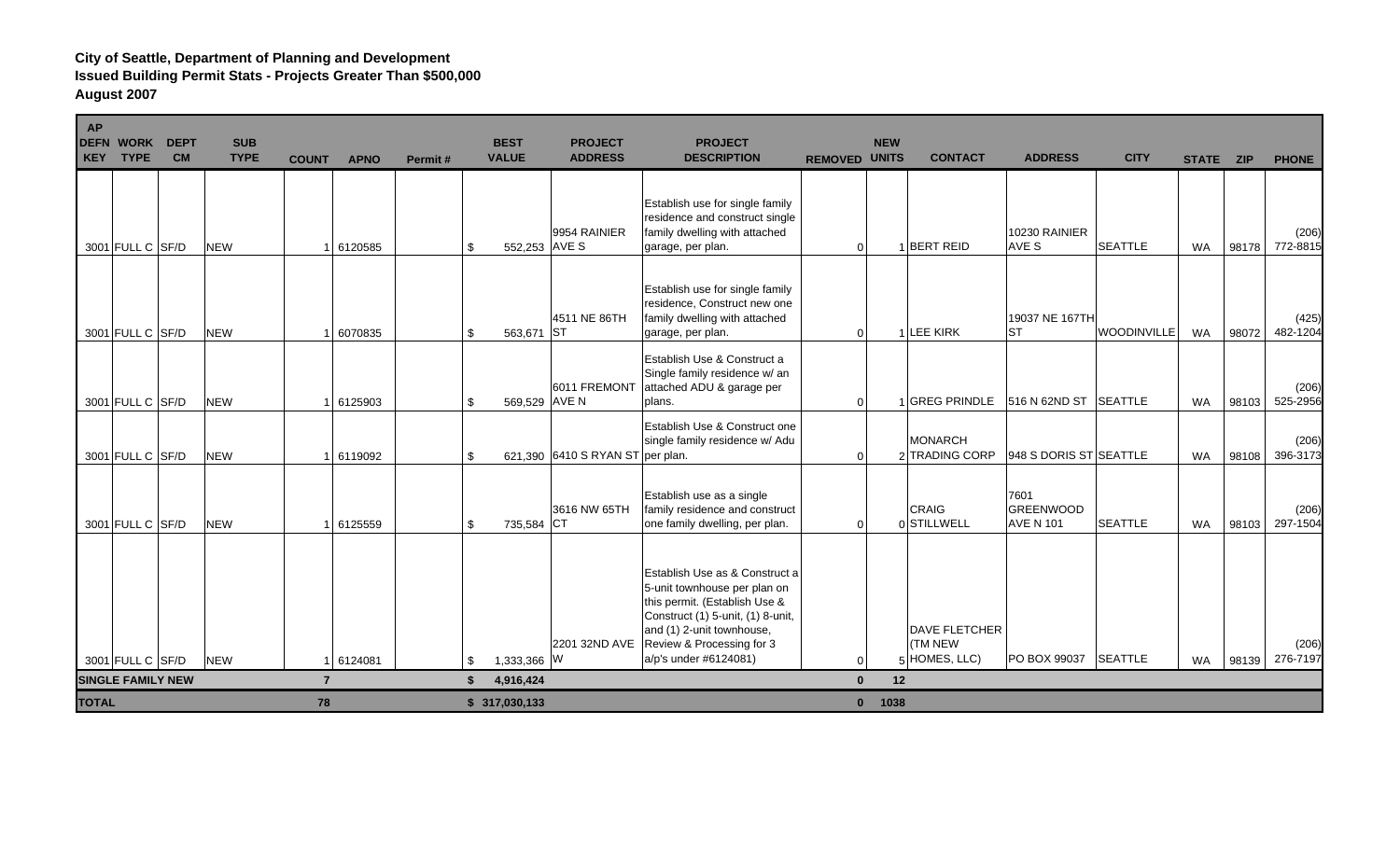**City of Seattle, Department of Planning and Development**
**Issued Building Permit Stats - Projects Greater Than $500,000**
**August 2007**

| AP DEFN KEY | WORK TYPE | DEPT CM | SUB TYPE | COUNT | APNO | Permit # | BEST VALUE | PROJECT ADDRESS | PROJECT DESCRIPTION | REMOVED | NEW UNITS | CONTACT | ADDRESS | CITY | STATE | ZIP | PHONE |
|---|---|---|---|---|---|---|---|---|---|---|---|---|---|---|---|---|---|
| 3001 | FULL C | SF/D | NEW | 1 | 6120585 | | $ 552,253 | 9954 RAINIER AVE S | Establish use for single family residence and construct single family dwelling with attached garage, per plan. | 0 | 1 | BERT REID | 10230 RAINIER AVE S | SEATTLE | WA | 98178 | (206) 772-8815 |
| 3001 | FULL C | SF/D | NEW | 1 | 6070835 | | $ 563,671 | 4511 NE 86TH ST | Establish use for single family residence, Construct new one family dwelling with attached garage, per plan. | 0 | 1 | LEE KIRK | 19037 NE 167TH ST | WOODINVILLE | WA | 98072 | (425) 482-1204 |
| 3001 | FULL C | SF/D | NEW | 1 | 6125903 | | $ 569,529 | 6011 FREMONT AVE N | Establish Use & Construct a Single family residence w/ an attached ADU & garage per plans. | 0 | 1 | GREG PRINDLE | 516 N 62ND ST | SEATTLE | WA | 98103 | (206) 525-2956 |
| 3001 | FULL C | SF/D | NEW | 1 | 6119092 | | $ 621,390 | 6410 S RYAN ST | Establish Use & Construct one single family residence w/ Adu per plan. | 0 | 2 | MONARCH TRADING CORP | 948 S DORIS ST | SEATTLE | WA | 98108 | (206) 396-3173 |
| 3001 | FULL C | SF/D | NEW | 1 | 6125559 | | $ 735,584 | 3616 NW 65TH CT | Establish use as a single family residence and construct one family dwelling, per plan. | 0 | 0 | CRAIG STILLWELL | 7601 GREENWOOD AVE N 101 | SEATTLE | WA | 98103 | (206) 297-1504 |
| 3001 | FULL C | SF/D | NEW | 1 | 6124081 | | $ 1,333,366 | 2201 32ND AVE W | Establish Use as & Construct a 5-unit townhouse per plan on this permit. (Establish Use & Construct (1) 5-unit, (1) 8-unit, and (1) 2-unit townhouse, Review & Processing for 3 a/p's under #6124081) | 0 | 5 | DAVE FLETCHER (TM NEW HOMES, LLC) | PO BOX 99037 | SEATTLE | WA | 98139 | (206) 276-7197 |
| **SINGLE FAMILY NEW** | | | | **7** | | | **$ 4,916,424** | | | **0** | **12** | | | | | | |
| **TOTAL** | | | | **78** | | | **$ 317,030,133** | | | **0** | **1038** | | | | | | |